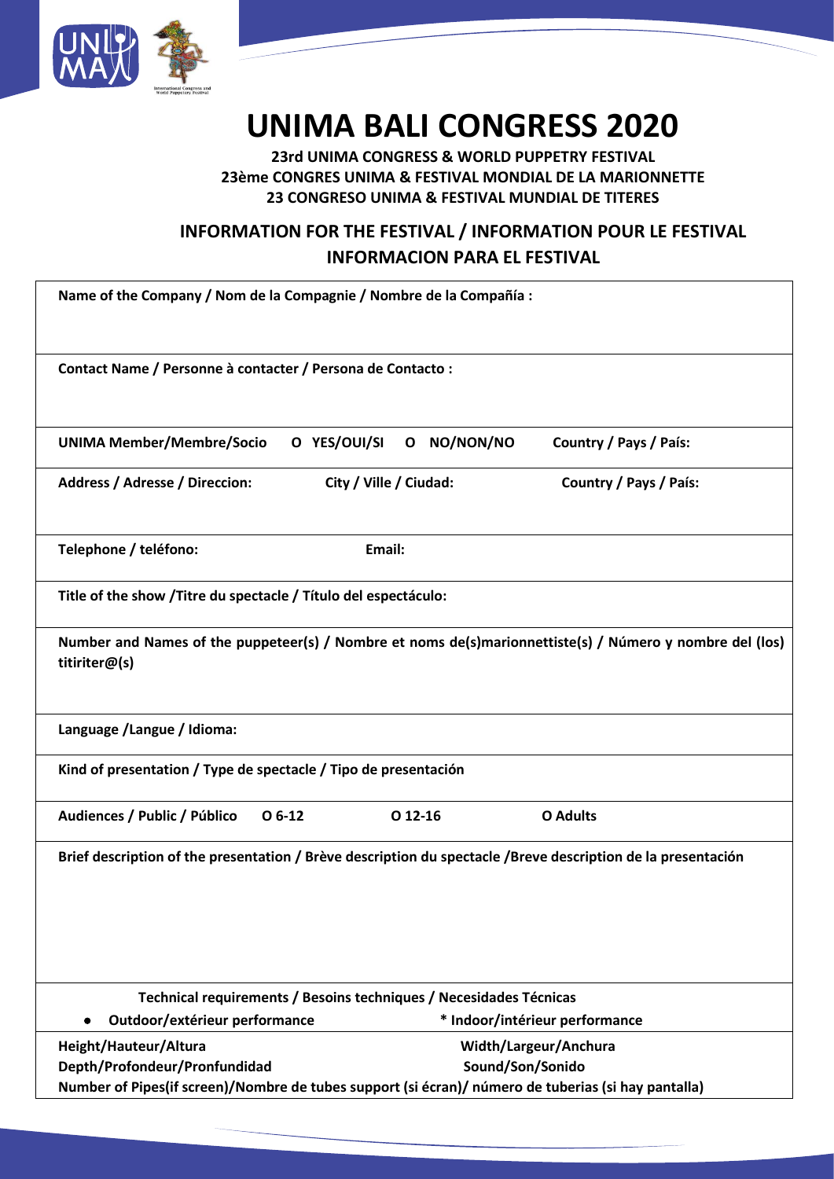# UNIMA BALI CONGRESS 2020

**23rd UNIMA CONGRESS & WORLD PUPPETRY FESTIVAL**
**23ème CONGRES UNIMA & FESTIVAL MONDIAL DE LA MARIONNETTE**
**23 CONGRESO UNIMA & FESTIVAL MUNDIAL DE TITERES**

## INFORMATION FOR THE FESTIVAL / INFORMATION POUR LE FESTIVAL
## INFORMACION PARA EL FESTIVAL

**Name of the Company / Nom de la Compagnie / Nombre de la Compañía :**

**Contact Name / Personne à contacter / Persona de Contacto :**

**UNIMA Member/Membre/Socio** O **YES/OUI/SI** O **NO/NON/NO** **Country / Pays / País:**

**Address / Adresse / Direccion:** **City / Ville / Ciudad:** **Country / Pays / País:**

**Telephone / teléfono:** **Email:**

**Title of the show /Titre du spectacle / Título del espectáculo:**

**Number and Names of the puppeteer(s) / Nombre et noms de(s)marionnettiste(s) / Número y nombre del (los) titiriter@(s)**

**Language /Langue / Idioma:**

**Kind of presentation / Type de spectacle / Tipo de presentación**

**Audiences / Public / Público** O **6-12** O **12-16** O **Adults**

**Brief description of the presentation / Brève description du spectacle /Breve description de la presentación**

**Technical requirements / Besoins techniques / Necesidades Técnicas**

- **Outdoor/extérieur performance** * **Indoor/intérieur performance**

**Height/Hauteur/Altura** **Width/Largeur/Anchura**
**Depth/Profondeur/Pronfundidad** **Sound/Son/Sonido**
**Number of Pipes(if screen)/Nombre de tubes support (si écran)/ número de tuberias (si hay pantalla)**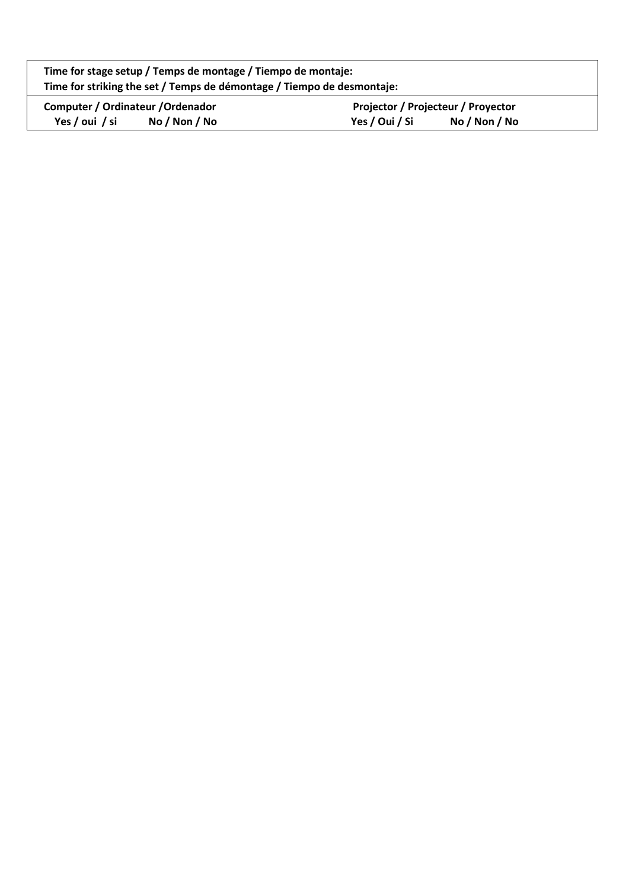**Time for stage setup / Temps de montage / Tiempo de montaje:**

**Time for striking the set / Temps de démontage / Tiempo de desmontaje:**

| | |
|---|---|
| **Computer / Ordinateur /Ordenador** | **Projector / Projecteur / Proyector** |
| **Yes / oui / si &nbsp;&nbsp;&nbsp;&nbsp; No / Non / No** | **Yes / Oui / Si &nbsp;&nbsp;&nbsp;&nbsp; No / Non / No** |